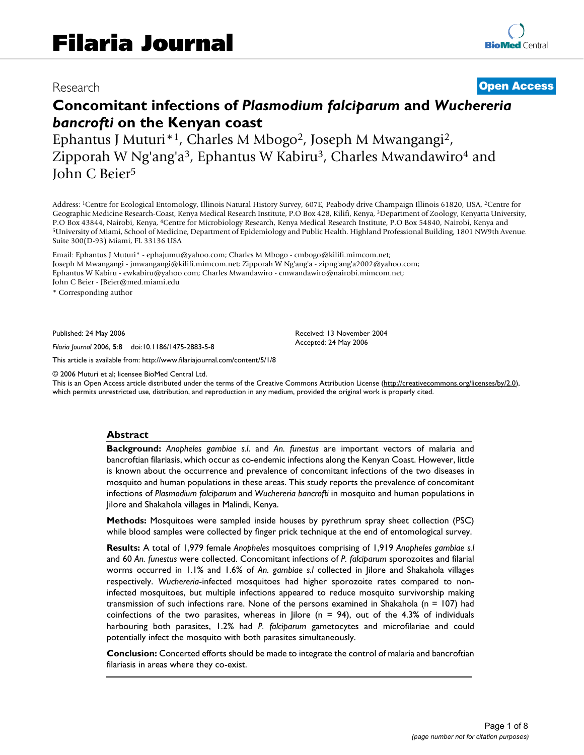Research

**Open Access**

# Concomitant infections of *Plasmodium falciparum* and *Wuchereria bancrofti* on the Kenyan coast

Ephantus J Muturi*[1], Charles M Mbogo[2], Joseph M Mwangangi[2], Zipporah W Ng'ang'a[3], Ephantus W Kabiru[3], Charles Mwandawiro[4] and John C Beier[5]

Address: [1]Centre for Ecological Entomology, Illinois Natural History Survey, 607E, Peabody drive Champaign Illinois 61820, USA, [2]Centre for Geographic Medicine Research-Coast, Kenya Medical Research Institute, P.O Box 428, Kilifi, Kenya, [3]Department of Zoology, Kenyatta University, P.O Box 43844, Nairobi, Kenya, [4]Centre for Microbiology Research, Kenya Medical Research Institute, P.O Box 54840, Nairobi, Kenya and [5]University of Miami, School of Medicine, Department of Epidemiology and Public Health. Highland Professional Building, 1801 NW9th Avenue. Suite 300(D-93) Miami, FL 33136 USA

Email: Ephantus J Muturi* - ephajumu@yahoo.com; Charles M Mbogo - cmbogo@kilifi.mimcom.net; Joseph M Mwangangi - jmwangangi@kilifi.mimcom.net; Zipporah W Ng'ang'a - zipng'ang'a2002@yahoo.com; Ephantus W Kabiru - ewkabiru@yahoo.com; Charles Mwandawiro - cmwandawiro@nairobi.mimcom.net; John C Beier - JBeier@med.miami.edu

\* Corresponding author

Published: 24 May 2006

*Filaria Journal* 2006, **5**:8 doi:10.1186/1475-2883-5-8

Received: 13 November 2004
Accepted: 24 May 2006

This article is available from: http://www.filariajournal.com/content/5/1/8

© 2006 Muturi et al; licensee BioMed Central Ltd.
This is an Open Access article distributed under the terms of the Creative Commons Attribution License (http://creativecommons.org/licenses/by/2.0), which permits unrestricted use, distribution, and reproduction in any medium, provided the original work is properly cited.

## Abstract

**Background:** *Anopheles gambiae s.l.* and *An. funestus* are important vectors of malaria and bancroftian filariasis, which occur as co-endemic infections along the Kenyan Coast. However, little is known about the occurrence and prevalence of concomitant infections of the two diseases in mosquito and human populations in these areas. This study reports the prevalence of concomitant infections of *Plasmodium falciparum* and *Wuchereria bancrofti* in mosquito and human populations in Jilore and Shakahola villages in Malindi, Kenya.

**Methods:** Mosquitoes were sampled inside houses by pyrethrum spray sheet collection (PSC) while blood samples were collected by finger prick technique at the end of entomological survey.

**Results:** A total of 1,979 female *Anopheles* mosquitoes comprising of 1,919 *Anopheles gambiae s.l* and 60 *An. funestus* were collected. Concomitant infections of *P. falciparum* sporozoites and filarial worms occurred in 1.1% and 1.6% of *An. gambiae s.l* collected in Jilore and Shakahola villages respectively. *Wuchereria*-infected mosquitoes had higher sporozoite rates compared to non-infected mosquitoes, but multiple infections appeared to reduce mosquito survivorship making transmission of such infections rare. None of the persons examined in Shakahola (n = 107) had coinfections of the two parasites, whereas in Jilore (n = 94), out of the 4.3% of individuals harbouring both parasites, 1.2% had *P. falciparum* gametocytes and microfilariae and could potentially infect the mosquito with both parasites simultaneously.

**Conclusion:** Concerted efforts should be made to integrate the control of malaria and bancroftian filariasis in areas where they co-exist.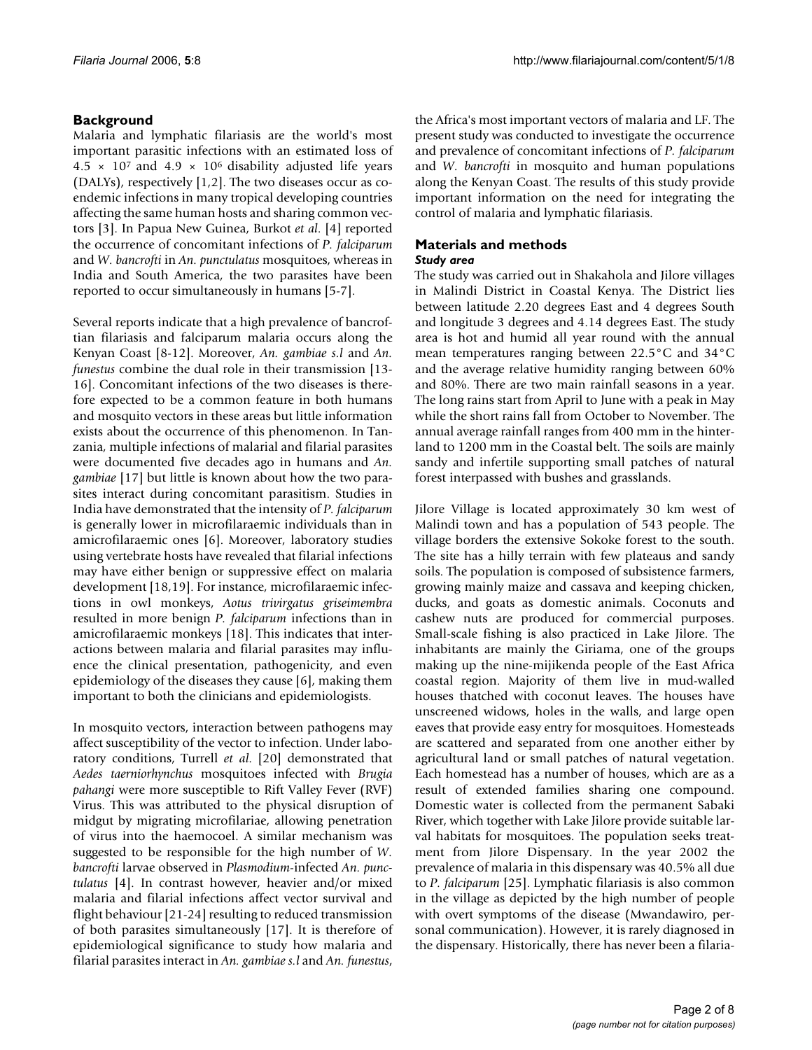## Background

Malaria and lymphatic filariasis are the world's most important parasitic infections with an estimated loss of $4.5 \times 10^7$ and $4.9 \times 10^6$ disability adjusted life years (DALYs), respectively [1,2]. The two diseases occur as co-endemic infections in many tropical developing countries affecting the same human hosts and sharing common vectors [3]. In Papua New Guinea, Burkot *et al*. [4] reported the occurrence of concomitant infections of *P. falciparum* and *W. bancrofti* in *An. punctulatus* mosquitoes, whereas in India and South America, the two parasites have been reported to occur simultaneously in humans [5-7].

Several reports indicate that a high prevalence of bancroftian filariasis and falciparum malaria occurs along the Kenyan Coast [8-12]. Moreover, *An. gambiae s.l* and *An. funestus* combine the dual role in their transmission [13-16]. Concomitant infections of the two diseases is therefore expected to be a common feature in both humans and mosquito vectors in these areas but little information exists about the occurrence of this phenomenon. In Tanzania, multiple infections of malarial and filarial parasites were documented five decades ago in humans and *An. gambiae* [17] but little is known about how the two parasites interact during concomitant parasitism. Studies in India have demonstrated that the intensity of *P. falciparum* is generally lower in microfilaraemic individuals than in amicrofilaraemic ones [6]. Moreover, laboratory studies using vertebrate hosts have revealed that filarial infections may have either benign or suppressive effect on malaria development [18,19]. For instance, microfilaraemic infections in owl monkeys, *Aotus trivirgatus griseimembra* resulted in more benign *P. falciparum* infections than in amicrofilaraemic monkeys [18]. This indicates that interactions between malaria and filarial parasites may influence the clinical presentation, pathogenicity, and even epidemiology of the diseases they cause [6], making them important to both the clinicians and epidemiologists.

In mosquito vectors, interaction between pathogens may affect susceptibility of the vector to infection. Under laboratory conditions, Turrell *et al*. [20] demonstrated that *Aedes taerniorhynchus* mosquitoes infected with *Brugia pahangi* were more susceptible to Rift Valley Fever (RVF) Virus. This was attributed to the physical disruption of midgut by migrating microfilariae, allowing penetration of virus into the haemocoel. A similar mechanism was suggested to be responsible for the high number of *W. bancrofti* larvae observed in *Plasmodium*-infected *An. punctulatus* [4]. In contrast however, heavier and/or mixed malaria and filarial infections affect vector survival and flight behaviour [21-24] resulting to reduced transmission of both parasites simultaneously [17]. It is therefore of epidemiological significance to study how malaria and filarial parasites interact in *An. gambiae s.l* and *An. funestus*, the Africa's most important vectors of malaria and LF. The present study was conducted to investigate the occurrence and prevalence of concomitant infections of *P. falciparum* and *W. bancrofti* in mosquito and human populations along the Kenyan Coast. The results of this study provide important information on the need for integrating the control of malaria and lymphatic filariasis.

## Materials and methods

### *Study area*

The study was carried out in Shakahola and Jilore villages in Malindi District in Coastal Kenya. The District lies between latitude 2.20 degrees East and 4 degrees South and longitude 3 degrees and 4.14 degrees East. The study area is hot and humid all year round with the annual mean temperatures ranging between 22.5°C and 34°C and the average relative humidity ranging between 60% and 80%. There are two main rainfall seasons in a year. The long rains start from April to June with a peak in May while the short rains fall from October to November. The annual average rainfall ranges from 400 mm in the hinterland to 1200 mm in the Coastal belt. The soils are mainly sandy and infertile supporting small patches of natural forest interpassed with bushes and grasslands.

Jilore Village is located approximately 30 km west of Malindi town and has a population of 543 people. The village borders the extensive Sokoke forest to the south. The site has a hilly terrain with few plateaus and sandy soils. The population is composed of subsistence farmers, growing mainly maize and cassava and keeping chicken, ducks, and goats as domestic animals. Coconuts and cashew nuts are produced for commercial purposes. Small-scale fishing is also practiced in Lake Jilore. The inhabitants are mainly the Giriama, one of the groups making up the nine-mijikenda people of the East Africa coastal region. Majority of them live in mud-walled houses thatched with coconut leaves. The houses have unscreened widows, holes in the walls, and large open eaves that provide easy entry for mosquitoes. Homesteads are scattered and separated from one another either by agricultural land or small patches of natural vegetation. Each homestead has a number of houses, which are as a result of extended families sharing one compound. Domestic water is collected from the permanent Sabaki River, which together with Lake Jilore provide suitable larval habitats for mosquitoes. The population seeks treatment from Jilore Dispensary. In the year 2002 the prevalence of malaria in this dispensary was 40.5% all due to *P. falciparum* [25]. Lymphatic filariasis is also common in the village as depicted by the high number of people with overt symptoms of the disease (Mwandawiro, personal communication). However, it is rarely diagnosed in the dispensary. Historically, there has never been a filaria-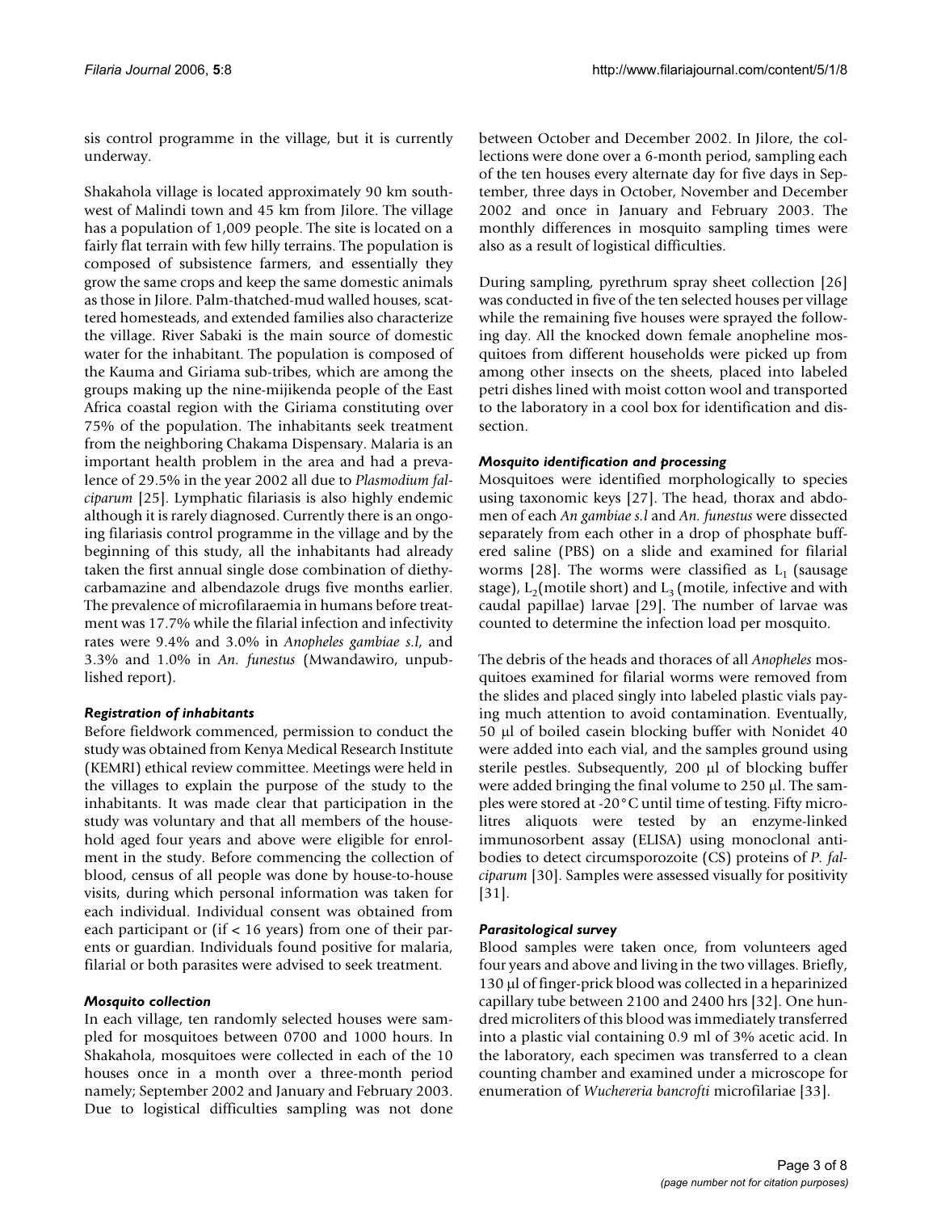sis control programme in the village, but it is currently underway.

Shakahola village is located approximately 90 km southwest of Malindi town and 45 km from Jilore. The village has a population of 1,009 people. The site is located on a fairly flat terrain with few hilly terrains. The population is composed of subsistence farmers, and essentially they grow the same crops and keep the same domestic animals as those in Jilore. Palm-thatched-mud walled houses, scattered homesteads, and extended families also characterize the village. River Sabaki is the main source of domestic water for the inhabitant. The population is composed of the Kauma and Giriama sub-tribes, which are among the groups making up the nine-mijikenda people of the East Africa coastal region with the Giriama constituting over 75% of the population. The inhabitants seek treatment from the neighboring Chakama Dispensary. Malaria is an important health problem in the area and had a prevalence of 29.5% in the year 2002 all due to *Plasmodium falciparum* [25]. Lymphatic filariasis is also highly endemic although it is rarely diagnosed. Currently there is an ongoing filariasis control programme in the village and by the beginning of this study, all the inhabitants had already taken the first annual single dose combination of diethycarbamazine and albendazole drugs five months earlier. The prevalence of microfilaraemia in humans before treatment was 17.7% while the filarial infection and infectivity rates were 9.4% and 3.0% in *Anopheles gambiae s.l*, and 3.3% and 1.0% in *An. funestus* (Mwandawiro, unpublished report).

### *Registration of inhabitants*

Before fieldwork commenced, permission to conduct the study was obtained from Kenya Medical Research Institute (KEMRI) ethical review committee. Meetings were held in the villages to explain the purpose of the study to the inhabitants. It was made clear that participation in the study was voluntary and that all members of the household aged four years and above were eligible for enrolment in the study. Before commencing the collection of blood, census of all people was done by house-to-house visits, during which personal information was taken for each individual. Individual consent was obtained from each participant or (if < 16 years) from one of their parents or guardian. Individuals found positive for malaria, filarial or both parasites were advised to seek treatment.

### *Mosquito collection*

In each village, ten randomly selected houses were sampled for mosquitoes between 0700 and 1000 hours. In Shakahola, mosquitoes were collected in each of the 10 houses once in a month over a three-month period namely; September 2002 and January and February 2003. Due to logistical difficulties sampling was not done between October and December 2002. In Jilore, the collections were done over a 6-month period, sampling each of the ten houses every alternate day for five days in September, three days in October, November and December 2002 and once in January and February 2003. The monthly differences in mosquito sampling times were also as a result of logistical difficulties.

During sampling, pyrethrum spray sheet collection [26] was conducted in five of the ten selected houses per village while the remaining five houses were sprayed the following day. All the knocked down female anopheline mosquitoes from different households were picked up from among other insects on the sheets, placed into labeled petri dishes lined with moist cotton wool and transported to the laboratory in a cool box for identification and dissection.

### *Mosquito identification and processing*

Mosquitoes were identified morphologically to species using taxonomic keys [27]. The head, thorax and abdomen of each *An gambiae s.l* and *An. funestus* were dissected separately from each other in a drop of phosphate buffered saline (PBS) on a slide and examined for filarial worms [28]. The worms were classified as $L_1$ (sausage stage), $L_2$(motile short) and $L_3$ (motile, infective and with caudal papillae) larvae [29]. The number of larvae was counted to determine the infection load per mosquito.

The debris of the heads and thoraces of all *Anopheles* mosquitoes examined for filarial worms were removed from the slides and placed singly into labeled plastic vials paying much attention to avoid contamination. Eventually, 50 μl of boiled casein blocking buffer with Nonidet 40 were added into each vial, and the samples ground using sterile pestles. Subsequently, 200 μl of blocking buffer were added bringing the final volume to 250 μl. The samples were stored at -20°C until time of testing. Fifty microlitres aliquots were tested by an enzyme-linked immunosorbent assay (ELISA) using monoclonal antibodies to detect circumsporozoite (CS) proteins of *P. falciparum* [30]. Samples were assessed visually for positivity [31].

### *Parasitological survey*

Blood samples were taken once, from volunteers aged four years and above and living in the two villages. Briefly, 130 μl of finger-prick blood was collected in a heparinized capillary tube between 2100 and 2400 hrs [32]. One hundred microliters of this blood was immediately transferred into a plastic vial containing 0.9 ml of 3% acetic acid. In the laboratory, each specimen was transferred to a clean counting chamber and examined under a microscope for enumeration of *Wuchereria bancrofti* microfilariae [33].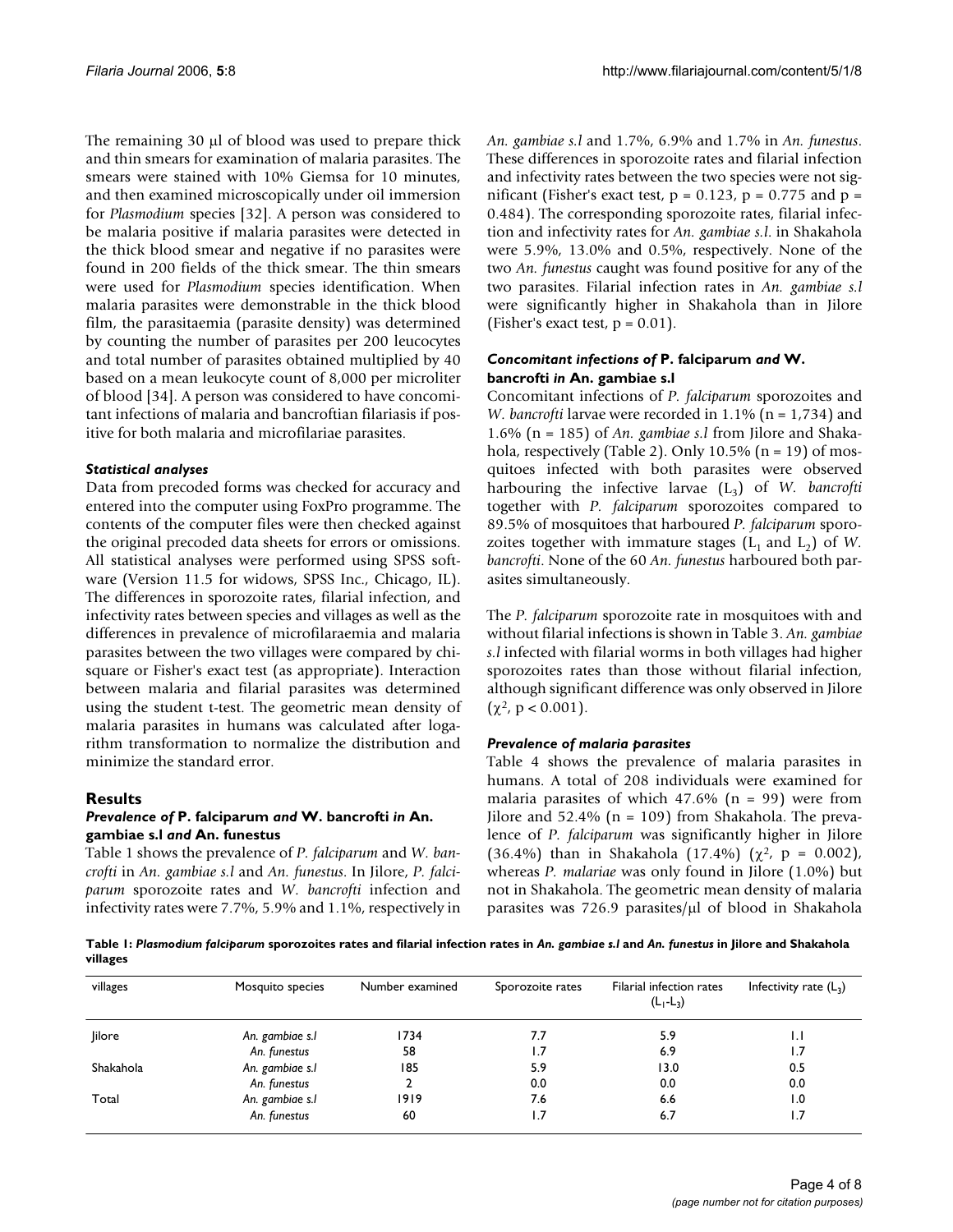The remaining 30 μl of blood was used to prepare thick and thin smears for examination of malaria parasites. The smears were stained with 10% Giemsa for 10 minutes, and then examined microscopically under oil immersion for *Plasmodium* species [32]. A person was considered to be malaria positive if malaria parasites were detected in the thick blood smear and negative if no parasites were found in 200 fields of the thick smear. The thin smears were used for *Plasmodium* species identification. When malaria parasites were demonstrable in the thick blood film, the parasitaemia (parasite density) was determined by counting the number of parasites per 200 leucocytes and total number of parasites obtained multiplied by 40 based on a mean leukocyte count of 8,000 per microliter of blood [34]. A person was considered to have concomitant infections of malaria and bancroftian filariasis if positive for both malaria and microfilariae parasites.

### *Statistical analyses*

Data from precoded forms was checked for accuracy and entered into the computer using FoxPro programme. The contents of the computer files were then checked against the original precoded data sheets for errors or omissions. All statistical analyses were performed using SPSS software (Version 11.5 for widows, SPSS Inc., Chicago, IL). The differences in sporozoite rates, filarial infection, and infectivity rates between species and villages as well as the differences in prevalence of microfilaraemia and malaria parasites between the two villages were compared by chi-square or Fisher's exact test (as appropriate). Interaction between malaria and filarial parasites was determined using the student t-test. The geometric mean density of malaria parasites in humans was calculated after logarithm transformation to normalize the distribution and minimize the standard error.

## Results

### *Prevalence of* P. falciparum *and* W. bancrofti *in* An. gambiae s.l *and* An. funestus

Table 1 shows the prevalence of *P. falciparum* and *W. bancrofti* in *An. gambiae s.l* and *An. funestus*. In Jilore, *P. falciparum* sporozoite rates and *W. bancrofti* infection and infectivity rates were 7.7%, 5.9% and 1.1%, respectively in *An. gambiae s.l* and 1.7%, 6.9% and 1.7% in *An. funestus*. These differences in sporozoite rates and filarial infection and infectivity rates between the two species were not significant (Fisher's exact test, $p = 0.123$, $p = 0.775$ and $p = 0.484$). The corresponding sporozoite rates, filarial infection and infectivity rates for *An. gambiae s.l.* in Shakahola were 5.9%, 13.0% and 0.5%, respectively. None of the two *An. funestus* caught was found positive for any of the two parasites. Filarial infection rates in *An. gambiae s.l* were significantly higher in Shakahola than in Jilore (Fisher's exact test, $p = 0.01$).

### *Concomitant infections of* P. falciparum *and* W. bancrofti *in* An. gambiae s.l

Concomitant infections of *P. falciparum* sporozoites and *W. bancrofti* larvae were recorded in 1.1% (n = 1,734) and 1.6% (n = 185) of *An. gambiae s.l* from Jilore and Shakahola, respectively (Table 2). Only 10.5% (n = 19) of mosquitoes infected with both parasites were observed harbouring the infective larvae ($L_3$) of *W. bancrofti* together with *P. falciparum* sporozoites compared to 89.5% of mosquitoes that harboured *P. falciparum* sporozoites together with immature stages ($L_1$ and $L_2$) of *W. bancrofti*. None of the 60 *An. funestus* harboured both parasites simultaneously.

The *P. falciparum* sporozoite rate in mosquitoes with and without filarial infections is shown in Table 3. *An. gambiae s.l* infected with filarial worms in both villages had higher sporozoites rates than those without filarial infection, although significant difference was only observed in Jilore ($\chi^2$, $p < 0.001$).

### *Prevalence of malaria parasites*

Table 4 shows the prevalence of malaria parasites in humans. A total of 208 individuals were examined for malaria parasites of which 47.6% (n = 99) were from Jilore and 52.4% (n = 109) from Shakahola. The prevalence of *P. falciparum* was significantly higher in Jilore (36.4%) than in Shakahola (17.4%) ($\chi^2$, $p = 0.002$), whereas *P. malariae* was only found in Jilore (1.0%) but not in Shakahola. The geometric mean density of malaria parasites was 726.9 parasites/μl of blood in Shakahola

**Table 1:** ***Plasmodium falciparum*** **sporozoites rates and filarial infection rates in** ***An. gambiae s.l*** **and** ***An. funestus*** **in Jilore and Shakahola villages**

| villages | Mosquito species | Number examined | Sporozoite rates | Filarial infection rates ($L_1$-$L_3$) | Infectivity rate ($L_3$) |
|---|---|---|---|---|---|
| Jilore | *An. gambiae s.l* | 1734 | 7.7 | 5.9 | 1.1 |
| | *An. funestus* | 58 | 1.7 | 6.9 | 1.7 |
| Shakahola | *An. gambiae s.l* | 185 | 5.9 | 13.0 | 0.5 |
| | *An. funestus* | 2 | 0.0 | 0.0 | 0.0 |
| Total | *An. gambiae s.l* | 1919 | 7.6 | 6.6 | 1.0 |
| | *An. funestus* | 60 | 1.7 | 6.7 | 1.7 |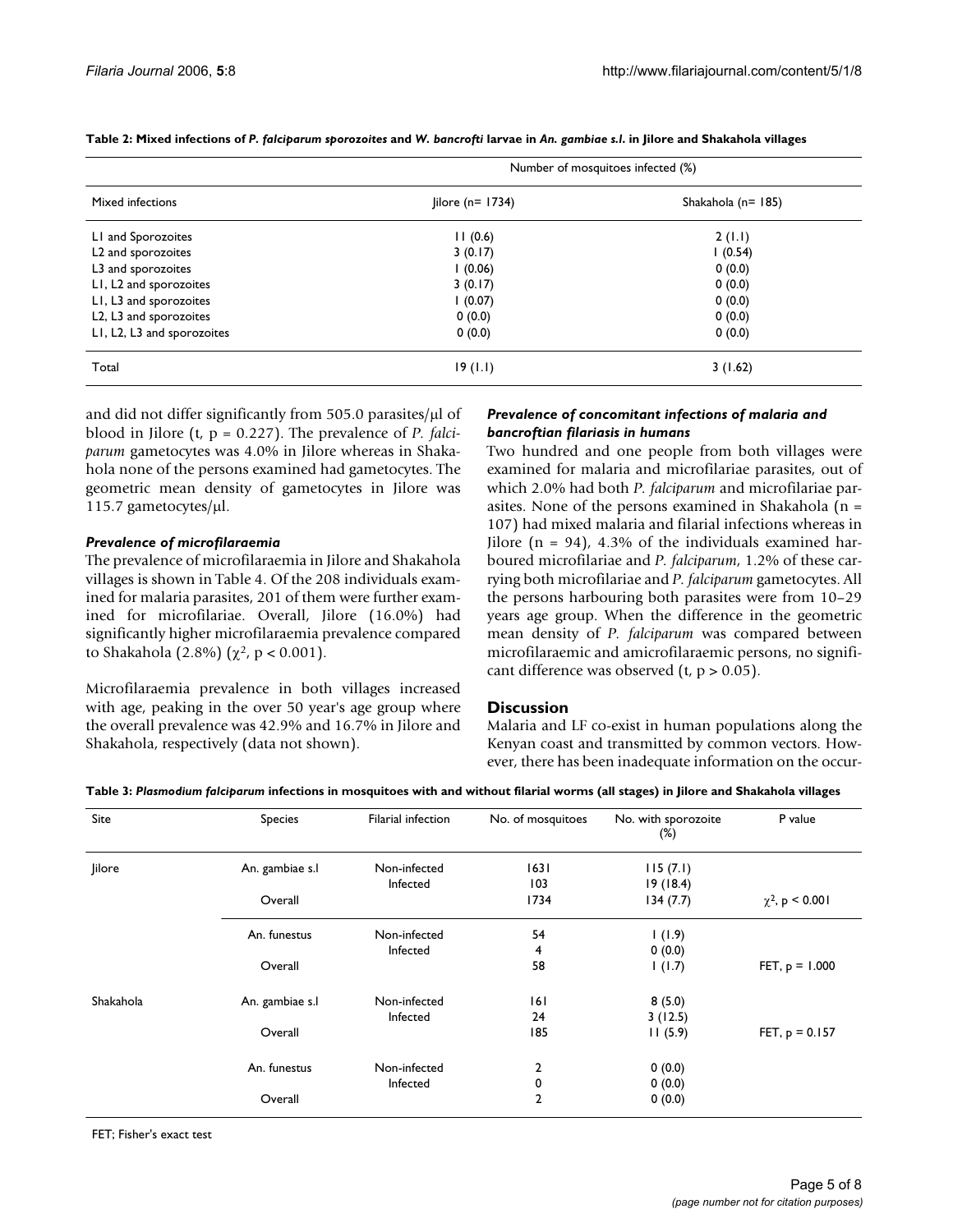**Table 2: Mixed infections of *P. falciparum sporozoites* and *W. bancrofti* larvae in *An. gambiae s.l.* in Jilore and Shakahola villages**

| | Number of mosquitoes infected (%) | |
|---|---|---|
| Mixed infections | Jilore (n= 1734) | Shakahola (n= 185) |
| L1 and Sporozoites | 11 (0.6) | 2 (1.1) |
| L2 and sporozoites | 3 (0.17) | 1 (0.54) |
| L3 and sporozoites | 1 (0.06) | 0 (0.0) |
| L1, L2 and sporozoites | 3 (0.17) | 0 (0.0) |
| L1, L3 and sporozoites | 1 (0.07) | 0 (0.0) |
| L2, L3 and sporozoites | 0 (0.0) | 0 (0.0) |
| L1, L2, L3 and sporozoites | 0 (0.0) | 0 (0.0) |
| Total | 19 (1.1) | 3 (1.62) |

and did not differ significantly from 505.0 parasites/μl of blood in Jilore (t, p = 0.227). The prevalence of *P. falciparum* gametocytes was 4.0% in Jilore whereas in Shakahola none of the persons examined had gametocytes. The geometric mean density of gametocytes in Jilore was 115.7 gametocytes/μl.

### *Prevalence of microfilaraemia*

The prevalence of microfilaraemia in Jilore and Shakahola villages is shown in Table 4. Of the 208 individuals examined for malaria parasites, 201 of them were further examined for microfilariae. Overall, Jilore (16.0%) had significantly higher microfilaraemia prevalence compared to Shakahola (2.8%) ($\chi^2$, $p < 0.001$).

Microfilaraemia prevalence in both villages increased with age, peaking in the over 50 year's age group where the overall prevalence was 42.9% and 16.7% in Jilore and Shakahola, respectively (data not shown).

### *Prevalence of concomitant infections of malaria and bancroftian filariasis in humans*

Two hundred and one people from both villages were examined for malaria and microfilariae parasites, out of which 2.0% had both *P. falciparum* and microfilariae parasites. None of the persons examined in Shakahola (n = 107) had mixed malaria and filarial infections whereas in Jilore (n = 94), 4.3% of the individuals examined harboured microfilariae and *P. falciparum*, 1.2% of these carrying both microfilariae and *P. falciparum* gametocytes. All the persons harbouring both parasites were from 10–29 years age group. When the difference in the geometric mean density of *P. falciparum* was compared between microfilaraemic and amicrofilaraemic persons, no significant difference was observed (t, $p > 0.05$).

## Discussion

Malaria and LF co-exist in human populations along the Kenyan coast and transmitted by common vectors. However, there has been inadequate information on the occur-

**Table 3: *Plasmodium falciparum* infections in mosquitoes with and without filarial worms (all stages) in Jilore and Shakahola villages**

| Site | Species | Filarial infection | No. of mosquitoes | No. with sporozoite (%) | P value |
|---|---|---|---|---|---|
| Jilore | An. gambiae s.l | Non-infected | 1631 | 115 (7.1) | |
| | | Infected | 103 | 19 (18.4) | |
| | Overall | | 1734 | 134 (7.7) | $\chi^2$, p < 0.001 |
| | An. funestus | Non-infected | 54 | 1 (1.9) | |
| | | Infected | 4 | 0 (0.0) | |
| | Overall | | 58 | 1 (1.7) | FET, p = 1.000 |
| Shakahola | An. gambiae s.l | Non-infected | 161 | 8 (5.0) | |
| | | Infected | 24 | 3 (12.5) | |
| | Overall | | 185 | 11 (5.9) | FET, p = 0.157 |
| | An. funestus | Non-infected | 2 | 0 (0.0) | |
| | | Infected | 0 | 0 (0.0) | |
| | Overall | | 2 | 0 (0.0) | |

FET; Fisher's exact test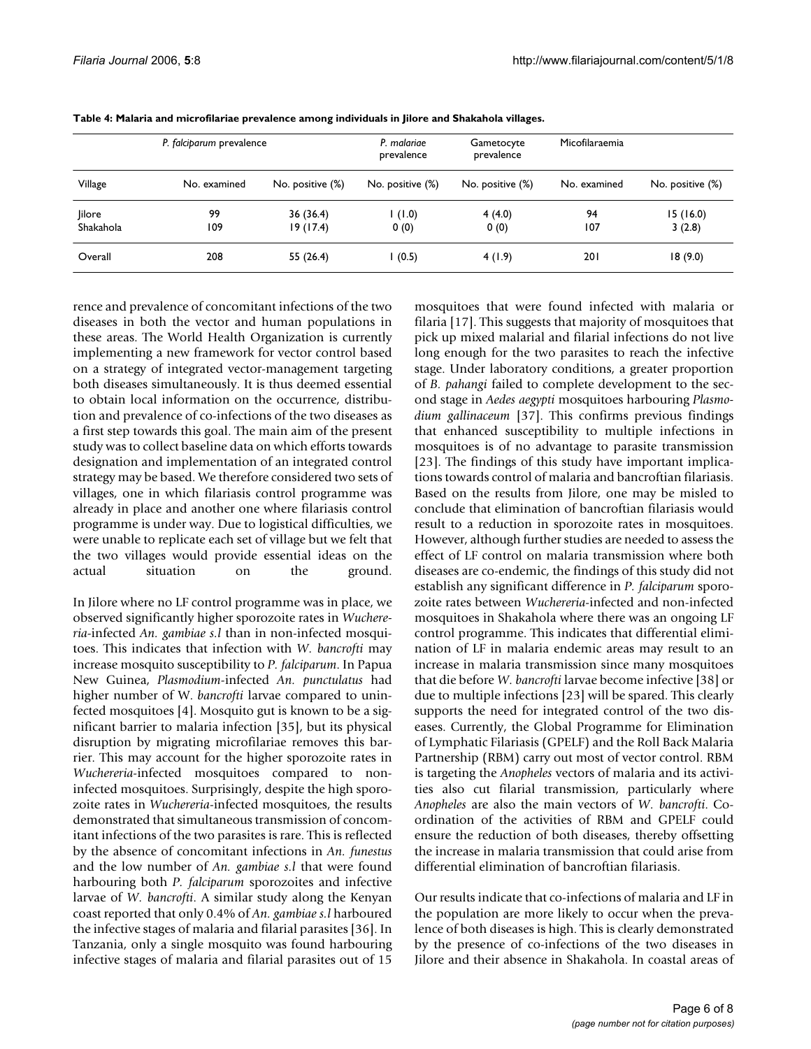**Table 4: Malaria and microfilariae prevalence among individuals in Jilore and Shakahola villages.**

| | *P. falciparum* prevalence | | *P. malariae* prevalence | Gametocyte prevalence | Micofilaraemia | |
|---|---|---|---|---|---|---|
| Village | No. examined | No. positive (%) | No. positive (%) | No. positive (%) | No. examined | No. positive (%) |
| Jilore | 99 | 36 (36.4) | 1 (1.0) | 4 (4.0) | 94 | 15 (16.0) |
| Shakahola | 109 | 19 (17.4) | 0 (0) | 0 (0) | 107 | 3 (2.8) |
| Overall | 208 | 55 (26.4) | 1 (0.5) | 4 (1.9) | 201 | 18 (9.0) |

rence and prevalence of concomitant infections of the two diseases in both the vector and human populations in these areas. The World Health Organization is currently implementing a new framework for vector control based on a strategy of integrated vector-management targeting both diseases simultaneously. It is thus deemed essential to obtain local information on the occurrence, distribution and prevalence of co-infections of the two diseases as a first step towards this goal. The main aim of the present study was to collect baseline data on which efforts towards designation and implementation of an integrated control strategy may be based. We therefore considered two sets of villages, one in which filariasis control programme was already in place and another one where filariasis control programme is under way. Due to logistical difficulties, we were unable to replicate each set of village but we felt that the two villages would provide essential ideas on the actual situation on the ground.

In Jilore where no LF control programme was in place, we observed significantly higher sporozoite rates in *Wuchereria*-infected *An. gambiae s.l* than in non-infected mosquitoes. This indicates that infection with *W. bancrofti* may increase mosquito susceptibility to *P. falciparum*. In Papua New Guinea, *Plasmodium*-infected *An. punctulatus* had higher number of W. *bancrofti* larvae compared to uninfected mosquitoes [4]. Mosquito gut is known to be a significant barrier to malaria infection [35], but its physical disruption by migrating microfilariae removes this barrier. This may account for the higher sporozoite rates in *Wuchereria*-infected mosquitoes compared to non-infected mosquitoes. Surprisingly, despite the high sporozoite rates in *Wuchereria*-infected mosquitoes, the results demonstrated that simultaneous transmission of concomitant infections of the two parasites is rare. This is reflected by the absence of concomitant infections in *An. funestus* and the low number of *An. gambiae s.l* that were found harbouring both *P. falciparum* sporozoites and infective larvae of *W. bancrofti*. A similar study along the Kenyan coast reported that only 0.4% of *An. gambiae s.l* harboured the infective stages of malaria and filarial parasites [36]. In Tanzania, only a single mosquito was found harbouring infective stages of malaria and filarial parasites out of 15 mosquitoes that were found infected with malaria or filaria [17]. This suggests that majority of mosquitoes that pick up mixed malarial and filarial infections do not live long enough for the two parasites to reach the infective stage. Under laboratory conditions, a greater proportion of *B. pahangi* failed to complete development to the second stage in *Aedes aegypti* mosquitoes harbouring *Plasmodium gallinaceum* [37]. This confirms previous findings that enhanced susceptibility to multiple infections in mosquitoes is of no advantage to parasite transmission [23]. The findings of this study have important implications towards control of malaria and bancroftian filariasis. Based on the results from Jilore, one may be misled to conclude that elimination of bancroftian filariasis would result to a reduction in sporozoite rates in mosquitoes. However, although further studies are needed to assess the effect of LF control on malaria transmission where both diseases are co-endemic, the findings of this study did not establish any significant difference in *P. falciparum* sporozoite rates between *Wuchereria*-infected and non-infected mosquitoes in Shakahola where there was an ongoing LF control programme. This indicates that differential elimination of LF in malaria endemic areas may result to an increase in malaria transmission since many mosquitoes that die before *W. bancrofti* larvae become infective [38] or due to multiple infections [23] will be spared. This clearly supports the need for integrated control of the two diseases. Currently, the Global Programme for Elimination of Lymphatic Filariasis (GPELF) and the Roll Back Malaria Partnership (RBM) carry out most of vector control. RBM is targeting the *Anopheles* vectors of malaria and its activities also cut filarial transmission, particularly where *Anopheles* are also the main vectors of *W. bancrofti*. Coordination of the activities of RBM and GPELF could ensure the reduction of both diseases, thereby offsetting the increase in malaria transmission that could arise from differential elimination of bancroftian filariasis.

Our results indicate that co-infections of malaria and LF in the population are more likely to occur when the prevalence of both diseases is high. This is clearly demonstrated by the presence of co-infections of the two diseases in Jilore and their absence in Shakahola. In coastal areas of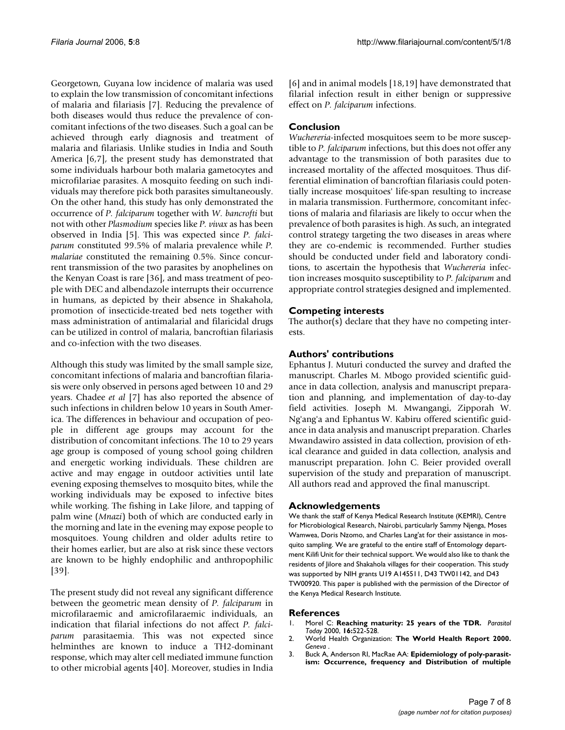Georgetown, Guyana low incidence of malaria was used to explain the low transmission of concomitant infections of malaria and filariasis [7]. Reducing the prevalence of both diseases would thus reduce the prevalence of concomitant infections of the two diseases. Such a goal can be achieved through early diagnosis and treatment of malaria and filariasis. Unlike studies in India and South America [6,7], the present study has demonstrated that some individuals harbour both malaria gametocytes and microfilariae parasites. A mosquito feeding on such individuals may therefore pick both parasites simultaneously. On the other hand, this study has only demonstrated the occurrence of *P. falciparum* together with *W. bancrofti* but not with other *Plasmodium* species like *P. vivax* as has been observed in India [5]. This was expected since *P. falciparum* constituted 99.5% of malaria prevalence while *P. malariae* constituted the remaining 0.5%. Since concurrent transmission of the two parasites by anophelines on the Kenyan Coast is rare [36], and mass treatment of people with DEC and albendazole interrupts their occurrence in humans, as depicted by their absence in Shakahola, promotion of insecticide-treated bed nets together with mass administration of antimalarial and filaricidal drugs can be utilized in control of malaria, bancroftian filariasis and co-infection with the two diseases.

Although this study was limited by the small sample size, concomitant infections of malaria and bancroftian filariasis were only observed in persons aged between 10 and 29 years. Chadee *et al* [7] has also reported the absence of such infections in children below 10 years in South America. The differences in behaviour and occupation of people in different age groups may account for the distribution of concomitant infections. The 10 to 29 years age group is composed of young school going children and energetic working individuals. These children are active and may engage in outdoor activities until late evening exposing themselves to mosquito bites, while the working individuals may be exposed to infective bites while working. The fishing in Lake Jilore, and tapping of palm wine (*Mnazi*) both of which are conducted early in the morning and late in the evening may expose people to mosquitoes. Young children and older adults retire to their homes earlier, but are also at risk since these vectors are known to be highly endophilic and anthropophilic [39].

The present study did not reveal any significant difference between the geometric mean density of *P. falciparum* in microfilaraemic and amicrofilaraemic individuals, an indication that filarial infections do not affect *P. falciparum* parasitaemia. This was not expected since helminthes are known to induce a TH2-dominant response, which may alter cell mediated immune function to other microbial agents [40]. Moreover, studies in India [6] and in animal models [18,19] have demonstrated that filarial infection result in either benign or suppressive effect on *P. falciparum* infections.

## Conclusion

*Wuchereria*-infected mosquitoes seem to be more susceptible to *P. falciparum* infections, but this does not offer any advantage to the transmission of both parasites due to increased mortality of the affected mosquitoes. Thus differential elimination of bancroftian filariasis could potentially increase mosquitoes' life-span resulting to increase in malaria transmission. Furthermore, concomitant infections of malaria and filariasis are likely to occur when the prevalence of both parasites is high. As such, an integrated control strategy targeting the two diseases in areas where they are co-endemic is recommended. Further studies should be conducted under field and laboratory conditions, to ascertain the hypothesis that *Wuchereria* infection increases mosquito susceptibility to *P. falciparum* and appropriate control strategies designed and implemented.

## Competing interests

The author(s) declare that they have no competing interests.

## Authors' contributions

Ephantus J. Muturi conducted the survey and drafted the manuscript. Charles M. Mbogo provided scientific guidance in data collection, analysis and manuscript preparation and planning, and implementation of day-to-day field activities. Joseph M. Mwangangi, Zipporah W. Ng'ang'a and Ephantus W. Kabiru offered scientific guidance in data analysis and manuscript preparation. Charles Mwandawiro assisted in data collection, provision of ethical clearance and guided in data collection, analysis and manuscript preparation. John C. Beier provided overall supervision of the study and preparation of manuscript. All authors read and approved the final manuscript.

## Acknowledgements

We thank the staff of Kenya Medical Research Institute (KEMRI), Centre for Microbiological Research, Nairobi, particularly Sammy Njenga, Moses Wamwea, Doris Nzomo, and Charles Lang'at for their assistance in mosquito sampling. We are grateful to the entire staff of Entomology department Kilifi Unit for their technical support. We would also like to thank the residents of Jilore and Shakahola villages for their cooperation. This study was supported by NIH grants U19 A145511, D43 TW01142, and D43 TW00920. This paper is published with the permission of the Director of the Kenya Medical Research Institute.

## References

1. Morel C: **Reaching maturity: 25 years of the TDR.** *Parasitol Today* 2000, **16:**522-528.
2. World Health Organization: **The World Health Report 2000.** *Geneva* .
3. Buck A, Anderson RI, MacRae AA: **Epidemiology of poly-parasitism: Occurrence, frequency and Distribution of multiple**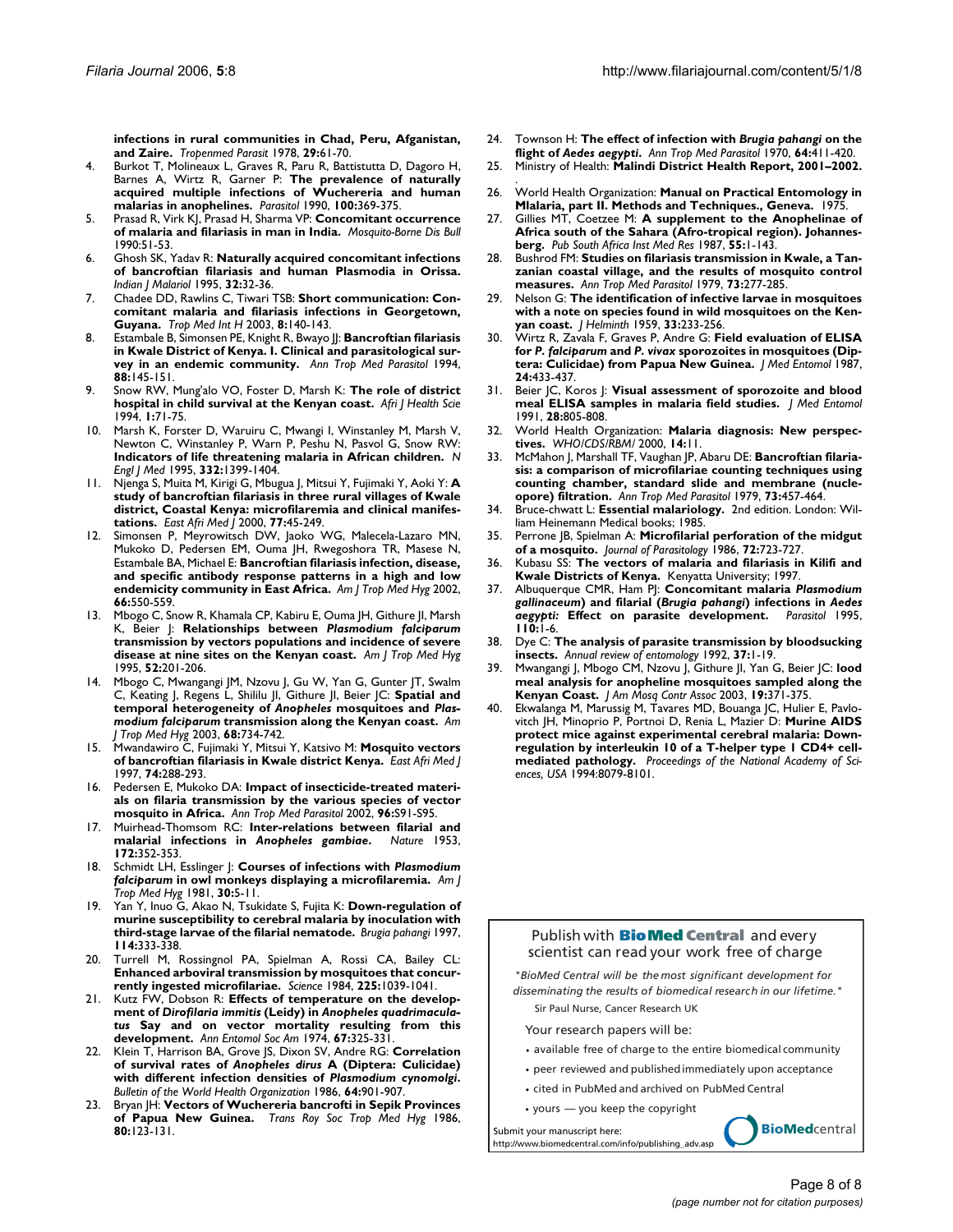infections in rural communities in Chad, Peru, Afganistan, and Zaire.** *Tropenmed Parasit* 1978, **29:**61-70.

4. Burkot T, Molineaux L, Graves R, Paru R, Battistutta D, Dagoro H, Barnes A, Wirtz R, Garner P: **The prevalence of naturally acquired multiple infections of Wuchereria and human malarias in anophelines.** *Parasitol* 1990, **100:**369-375.
5. Prasad R, Virk KJ, Prasad H, Sharma VP: **Concomitant occurrence of malaria and filariasis in man in India.** *Mosquito-Borne Dis Bull* 1990:51-53.
6. Ghosh SK, Yadav R: **Naturally acquired concomitant infections of bancroftian filariasis and human Plasmodia in Orissa.** *Indian J Malariol* 1995, **32:**32-36.
7. Chadee DD, Rawlins C, Tiwari TSB: **Short communication: Concomitant malaria and filariasis infections in Georgetown, Guyana.** *Trop Med Int H* 2003, **8:**140-143.
8. Estambale B, Simonsen PE, Knight R, Bwayo JJ: **Bancroftian filariasis in Kwale District of Kenya. I. Clinical and parasitological survey in an endemic community.** *Ann Trop Med Parasitol* 1994, **88:**145-151.
9. Snow RW, Mung'alo VO, Foster D, Marsh K: **The role of district hospital in child survival at the Kenyan coast.** *Afri J Health Scie* 1994, **1:**71-75.
10. Marsh K, Forster D, Waruiru C, Mwangi I, Winstanley M, Marsh V, Newton C, Winstanley P, Warn P, Peshu N, Pasvol G, Snow RW: **Indicators of life threatening malaria in African children.** *N Engl J Med* 1995, **332:**1399-1404.
11. Njenga S, Muita M, Kirigi G, Mbugua J, Mitsui Y, Fujimaki Y, Aoki Y: **A study of bancroftian filariasis in three rural villages of Kwale district, Coastal Kenya: microfilaremia and clinical manifestations.** *East Afri Med J* 2000, **77:**45-249.
12. Simonsen P, Meyrowitsch DW, Jaoko WG, Malecela-Lazaro MN, Mukoko D, Pedersen EM, Ouma JH, Rwegoshora TR, Masese N, Estambale BA, Michael E: **Bancroftian filariasis infection, disease, and specific antibody response patterns in a high and low endemicity community in East Africa.** *Am J Trop Med Hyg* 2002, **66:**550-559.
13. Mbogo C, Snow R, Khamala CP, Kabiru E, Ouma JH, Githure JI, Marsh K, Beier J: **Relationships between *Plasmodium falciparum* transmission by vectors populations and incidence of severe disease at nine sites on the Kenyan coast.** *Am J Trop Med Hyg* 1995, **52:**201-206.
14. Mbogo C, Mwangangi JM, Nzovu J, Gu W, Yan G, Gunter JT, Swalm C, Keating J, Regens L, Shililu JI, Githure JI, Beier JC: **Spatial and temporal heterogeneity of *Anopheles* mosquitoes and *Plasmodium falciparum* transmission along the Kenyan coast.** *Am J Trop Med Hyg* 2003, **68:**734-742.
15. Mwandawiro C, Fujimaki Y, Mitsui Y, Katsivo M: **Mosquito vectors of bancroftian filariasis in Kwale district Kenya.** *East Afri Med J* 1997, **74:**288-293.
16. Pedersen E, Mukoko DA: **Impact of insecticide-treated materials on filaria transmission by the various species of vector mosquito in Africa.** *Ann Trop Med Parasitol* 2002, **96:**S91-S95.
17. Muirhead-Thomsom RC: **Inter-relations between filarial and malarial infections in *Anopheles gambiae*.** *Nature* 1953, **172:**352-353.
18. Schmidt LH, Esslinger J: **Courses of infections with *Plasmodium falciparum* in owl monkeys displaying a microfilaremia.** *Am J Trop Med Hyg* 1981, **30:**5-11.
19. Yan Y, Inuo G, Akao N, Tsukidate S, Fujita K: **Down-regulation of murine susceptibility to cerebral malaria by inoculation with third-stage larvae of the filarial nematode.** *Brugia pahangi* 1997, **114:**333-338.
20. Turrell M, Rossingnol PA, Spielman A, Rossi CA, Bailey CL: **Enhanced arboviral transmission by mosquitoes that concurrently ingested microfilariae.** *Science* 1984, **225:**1039-1041.
21. Kutz FW, Dobson R: **Effects of temperature on the development of *Dirofilaria immitis* (Leidy) in *Anopheles quadrimaculatus* Say and on vector mortality resulting from this development.** *Ann Entomol Soc Am* 1974, **67:**325-331.
22. Klein T, Harrison BA, Grove JS, Dixon SV, Andre RG: **Correlation of survival rates of *Anopheles dirus* A (Diptera: Culicidae) with different infection densities of *Plasmodium cynomolgi*.** *Bulletin of the World Health Organization* 1986, **64:**901-907.
23. Bryan JH: **Vectors of Wuchereria bancrofti in Sepik Provinces of Papua New Guinea.** *Trans Roy Soc Trop Med Hyg* 1986, **80:**123-131.
24. Townson H: **The effect of infection with *Brugia pahangi* on the flight of *Aedes aegypti*.** *Ann Trop Med Parasitol* 1970, **64:**411-420.
25. Ministry of Health: **Malindi District Health Report, 2001–2002.** .
26. World Health Organization: **Manual on Practical Entomology in Mlalaria, part II. Methods and Techniques., Geneva.** 1975.
27. Gillies MT, Coetzee M: **A supplement to the Anophelinae of Africa south of the Sahara (Afro-tropical region). Johannesberg.** *Pub South Africa Inst Med Res* 1987, **55:**1-143.
28. Bushrod FM: **Studies on filariasis transmission in Kwale, a Tanzanian coastal village, and the results of mosquito control measures.** *Ann Trop Med Parasitol* 1979, **73:**277-285.
29. Nelson G: **The identification of infective larvae in mosquitoes with a note on species found in wild mosquitoes on the Kenyan coast.** *J Helminth* 1959, **33:**233-256.
30. Wirtz R, Zavala F, Graves P, Andre G: **Field evaluation of ELISA for *P. falciparum* and *P. vivax* sporozoites in mosquitoes (Diptera: Culicidae) from Papua New Guinea.** *J Med Entomol* 1987, **24:**433-437.
31. Beier JC, Koros J: **Visual assessment of sporozoite and blood meal ELISA samples in malaria field studies.** *J Med Entomol* 1991, **28:**805-808.
32. World Health Organization: **Malaria diagnosis: New perspectives.** *WHO/CDS/RBM/* 2000, **14:**11.
33. McMahon J, Marshall TF, Vaughan JP, Abaru DE: **Bancroftian filariasis: a comparison of microfilariae counting techniques using counting chamber, standard slide and membrane (nucleopore) filtration.** *Ann Trop Med Parasitol* 1979, **73:**457-464.
34. Bruce-chwatt L: **Essential malariology.** 2nd edition. London: William Heinemann Medical books; 1985.
35. Perrone JB, Spielman A: **Microfilarial perforation of the midgut of a mosquito.** *Journal of Parasitology* 1986, **72:**723-727.
36. Kubasu SS: **The vectors of malaria and filariasis in Kilifi and Kwale Districts of Kenya.** Kenyatta University; 1997.
37. Albuquerque CMR, Ham PJ: **Concomitant malaria *Plasmodium gallinaceum*) and filarial (*Brugia pahangi*) infections in *Aedes aegypti:* Effect on parasite development.** *Parasitol* 1995, **110:**1-6.
38. Dye C: **The analysis of parasite transmission by bloodsucking insects.** *Annual review of entomology* 1992, **37:**1-19.
39. Mwangangi J, Mbogo CM, Nzovu J, Githure JI, Yan G, Beier JC: **lood meal analysis for anopheline mosquitoes sampled along the Kenyan Coast.** *J Am Mosq Contr Assoc* 2003, **19:**371-375.
40. Ekwalanga M, Marussig M, Tavares MD, Bouanga JC, Hulier E, Pavlovitch JH, Minoprio P, Portnoi D, Renia L, Mazier D: **Murine AIDS protect mice against experimental cerebral malaria: Down-regulation by interleukin 10 of a T-helper type 1 CD4+ cell-mediated pathology.** *Proceedings of the National Academy of Sciences, USA* 1994:8079-8101.

Publish with **BioMed Central** and every scientist can read your work free of charge

*"BioMed Central will be the most significant development for disseminating the results of biomedical research in our lifetime."*

Sir Paul Nurse, Cancer Research UK

Your research papers will be:

- available free of charge to the entire biomedical community
- peer reviewed and published immediately upon acceptance
- cited in PubMed and archived on PubMed Central
- yours — you keep the copyright

Submit your manuscript here:
http://www.biomedcentral.com/info/publishing_adv.asp

BioMedcentral